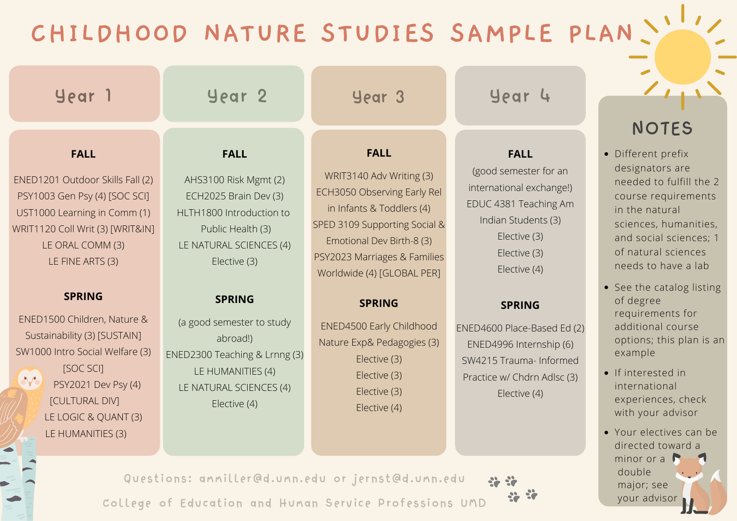# CHILDHOOD NATURE STUDIES SAMPLE PLAN

## Year 1

### FALL

ENED1201 Outdoor Skills Fall (2)
PSY1003 Gen Psy (4) [SOC SCI]
UST1000 Learning in Comm (1)
WRIT1120 Coll Writ (3) [WRIT&IN]
LE ORAL COMM (3)
LE FINE ARTS (3)

### SPRING

ENED1500 Children, Nature & Sustainability (3) [SUSTAIN]
SW1000 Intro Social Welfare (3) [SOC SCI]
PSY2021 Dev Psy (4) [CULTURAL DIV]
LE LOGIC & QUANT (3)
LE HUMANITIES (3)

## Year 2

### FALL

AHS3100 Risk Mgmt (2)
ECH2025 Brain Dev (3)
HLTH1800 Introduction to Public Health (3)
LE NATURAL SCIENCES (4)
Elective (3)

### SPRING

(a good semester to study abroad!)
ENED2300 Teaching & Lrnng (3)
LE HUMANITIES (4)
LE NATURAL SCIENCES (4)
Elective (4)

## Year 3

### FALL

WRIT3140 Adv Writing (3)
ECH3050 Observing Early Rel in Infants & Toddlers (4)
SPED 3109 Supporting Social & Emotional Dev Birth-8 (3)
PSY2023 Marriages & Families Worldwide (4) [GLOBAL PER]

### SPRING

ENED4500 Early Childhood Nature Exp& Pedagogies (3)
Elective (3)
Elective (3)
Elective (3)
Elective (4)

## Year 4

### FALL

(good semester for an international exchange!)
EDUC 4381 Teaching Am Indian Students (3)
Elective (3)
Elective (3)
Elective (4)

### SPRING

ENED4600 Place-Based Ed (2)
ENED4996 Internship (6)
SW4215 Trauma- Informed Practice w/ Chdrn Adlsc (3)
Elective (4)

## NOTES

- Different prefix designators are needed to fulfill the 2 course requirements in the natural sciences, humanities, and social sciences; 1 of natural sciences needs to have a lab
- See the catalog listing of degree requirements for additional course options; this plan is an example
- If interested in international experiences, check with your advisor
- Your electives can be directed toward a minor or a double major; see your advisor

Questions: ammiller@d.umn.edu or jernst@d.umn.edu

College of Education and Human Service Professions UMD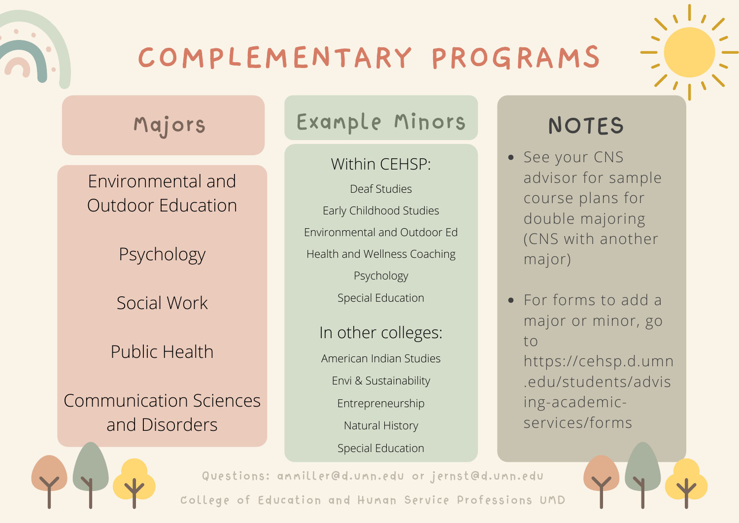# COMPLEMENTARY PROGRAMS

## Majors

- Environmental and Outdoor Education
- Psychology
- Social Work
- Public Health
- Communication Sciences and Disorders

## Example Minors

### Within CEHSP:

- Deaf Studies
- Early Childhood Studies
- Environmental and Outdoor Ed
- Health and Wellness Coaching
- Psychology
- Special Education

### In other colleges:

- American Indian Studies
- Envi & Sustainability
- Entrepreneurship
- Natural History
- Special Education

## NOTES

- See your CNS advisor for sample course plans for double majoring (CNS with another major)
- For forms to add a major or minor, go to https://cehsp.d.umn.edu/students/advising-academic-services/forms

Questions: ammiller@d.umn.edu or jernst@d.umn.edu

College of Education and Human Service Professions UMD